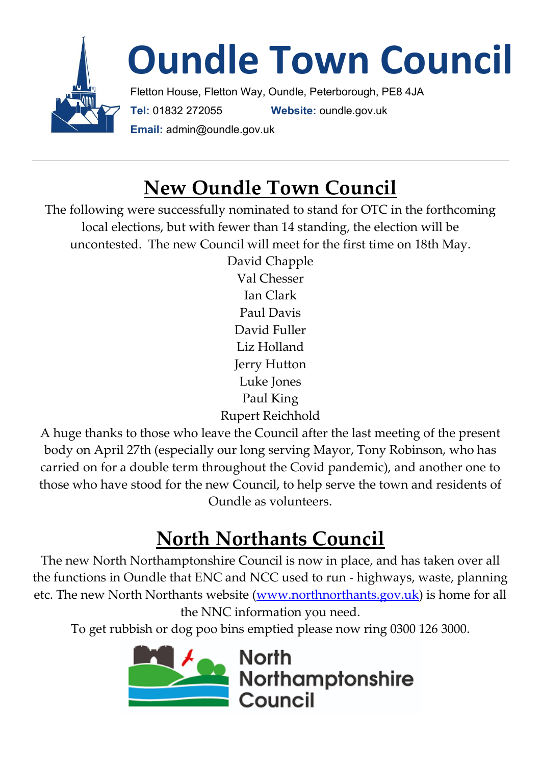# Oundle Town Council

Fletton House, Fletton Way, Oundle, Peterborough, PE8 4JA

**Tel:** 01832 272055 **Website:** oundle.gov.uk

**Email:** admin@oundle.gov.uk

---

## New Oundle Town Council

The following were successfully nominated to stand for OTC in the forthcoming local elections, but with fewer than 14 standing, the election will be uncontested. The new Council will meet for the first time on 18th May.

David Chapple
Val Chesser
Ian Clark
Paul Davis
David Fuller
Liz Holland
Jerry Hutton
Luke Jones
Paul King
Rupert Reichhold

A huge thanks to those who leave the Council after the last meeting of the present body on April 27th (especially our long serving Mayor, Tony Robinson, who has carried on for a double term throughout the Covid pandemic), and another one to those who have stood for the new Council, to help serve the town and residents of Oundle as volunteers.

## North Northants Council

The new North Northamptonshire Council is now in place, and has taken over all the functions in Oundle that ENC and NCC used to run - highways, waste, planning etc. The new North Northants website (www.northnorthants.gov.uk) is home for all the NNC information you need.

To get rubbish or dog poo bins emptied please now ring 0300 126 3000.

North Northamptonshire Council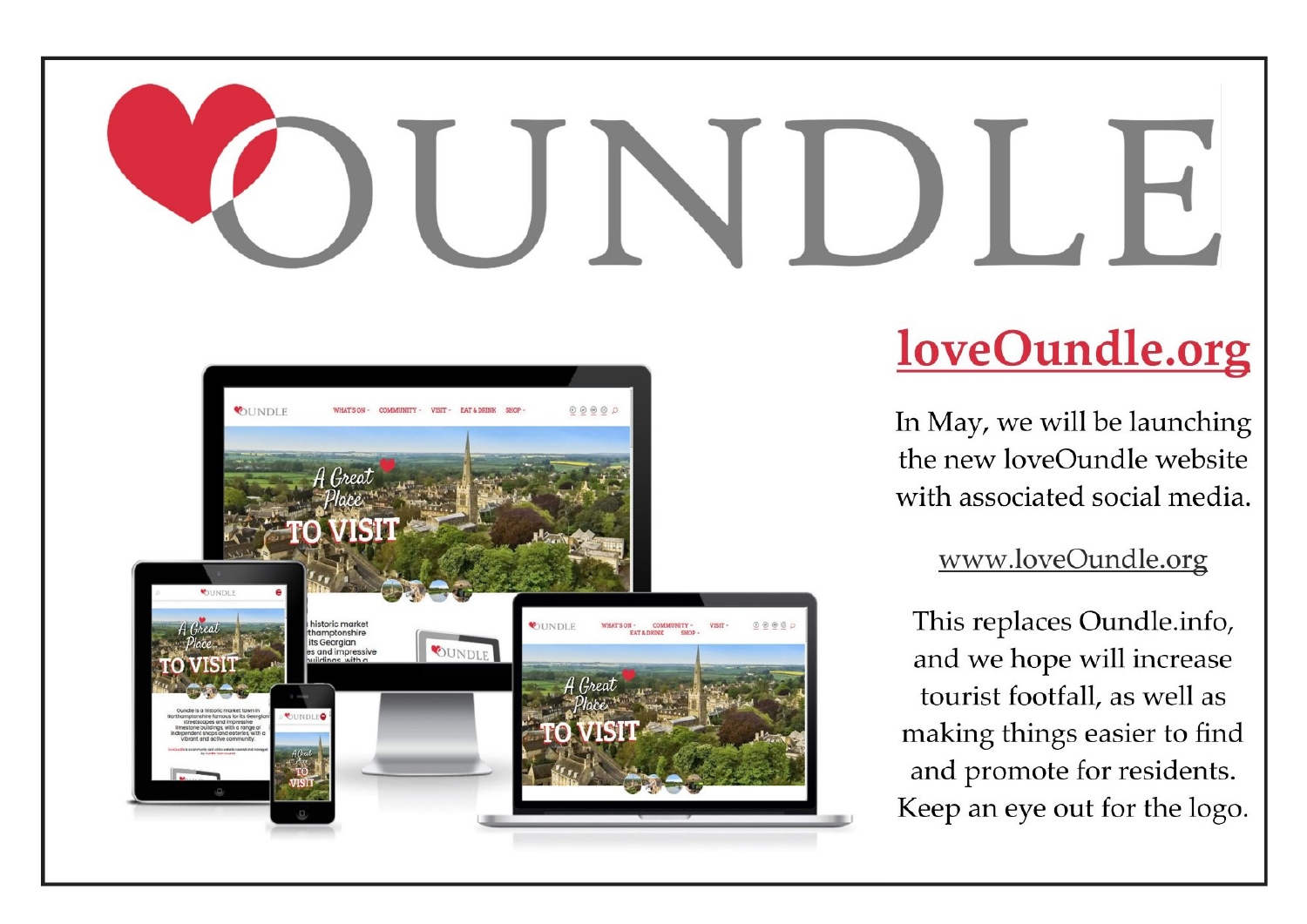# OUNDLE

## loveOundle.org

In May, we will be launching the new loveOundle website with associated social media.

www.loveOundle.org

This replaces Oundle.info, and we hope will increase tourist footfall, as well as making things easier to find and promote for residents. Keep an eye out for the logo.